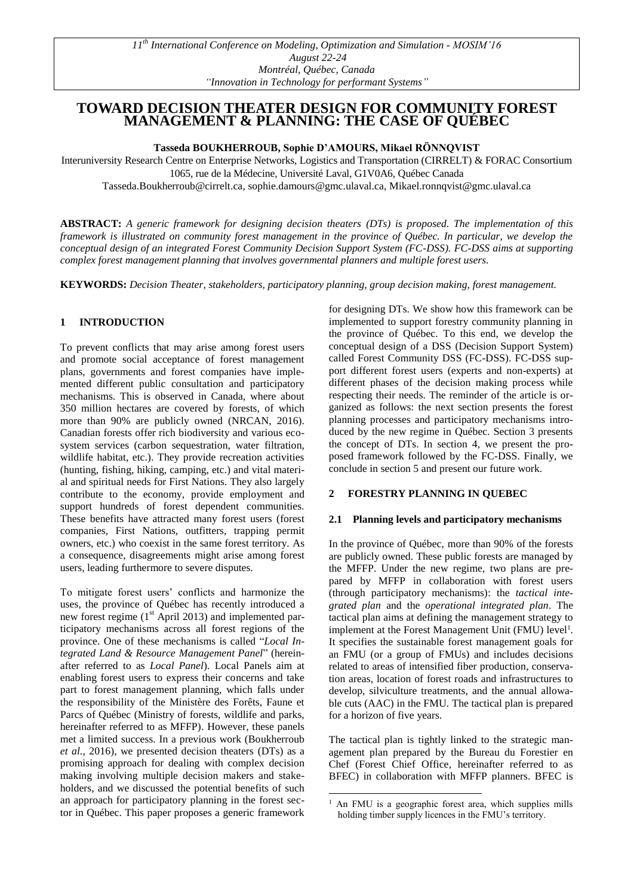# TOWARD DECISION THEATER DESIGN FOR COMMUNITY FOREST MANAGEMENT & PLANNING: THE CASE OF QUÉBEC

**Tasseda BOUKHERROUB, Sophie D'AMOURS, Mikael RÖNNQVIST**

Interuniversity Research Centre on Enterprise Networks, Logistics and Transportation (CIRRELT) & FORAC Consortium
1065, rue de la Médecine, Université Laval, G1V0A6, Québec Canada
Tasseda.Boukherroub@cirrelt.ca, sophie.damours@gmc.ulaval.ca, Mikael.ronnqvist@gmc.ulaval.ca

**ABSTRACT:** *A generic framework for designing decision theaters (DTs) is proposed. The implementation of this framework is illustrated on community forest management in the province of Québec. In particular, we develop the conceptual design of an integrated Forest Community Decision Support System (FC-DSS). FC-DSS aims at supporting complex forest management planning that involves governmental planners and multiple forest users.*

**KEYWORDS:** *Decision Theater, stakeholders, participatory planning, group decision making, forest management.*

## 1 INTRODUCTION

To prevent conflicts that may arise among forest users and promote social acceptance of forest management plans, governments and forest companies have implemented different public consultation and participatory mechanisms. This is observed in Canada, where about 350 million hectares are covered by forests, of which more than 90% are publicly owned (NRCAN, 2016). Canadian forests offer rich biodiversity and various ecosystem services (carbon sequestration, water filtration, wildlife habitat, etc.). They provide recreation activities (hunting, fishing, hiking, camping, etc.) and vital material and spiritual needs for First Nations. They also largely contribute to the economy, provide employment and support hundreds of forest dependent communities. These benefits have attracted many forest users (forest companies, First Nations, outfitters, trapping permit owners, etc.) who coexist in the same forest territory. As a consequence, disagreements might arise among forest users, leading furthermore to severe disputes.

To mitigate forest users' conflicts and harmonize the uses, the province of Québec has recently introduced a new forest regime (1st April 2013) and implemented participatory mechanisms across all forest regions of the province. One of these mechanisms is called "*Local Integrated Land & Resource Management Panel*" (hereinafter referred to as *Local Panel*). Local Panels aim at enabling forest users to express their concerns and take part to forest management planning, which falls under the responsibility of the Ministère des Forêts, Faune et Parcs of Québec (Ministry of forests, wildlife and parks, hereinafter referred to as MFFP). However, these panels met a limited success. In a previous work (Boukherroub *et al.*, 2016), we presented decision theaters (DTs) as a promising approach for dealing with complex decision making involving multiple decision makers and stakeholders, and we discussed the potential benefits of such an approach for participatory planning in the forest sector in Québec. This paper proposes a generic framework for designing DTs. We show how this framework can be implemented to support forestry community planning in the province of Québec. To this end, we develop the conceptual design of a DSS (Decision Support System) called Forest Community DSS (FC-DSS). FC-DSS support different forest users (experts and non-experts) at different phases of the decision making process while respecting their needs. The reminder of the article is organized as follows: the next section presents the forest planning processes and participatory mechanisms introduced by the new regime in Québec. Section 3 presents the concept of DTs. In section 4, we present the proposed framework followed by the FC-DSS. Finally, we conclude in section 5 and present our future work.

## 2 FORESTRY PLANNING IN QUEBEC

### 2.1 Planning levels and participatory mechanisms

In the province of Québec, more than 90% of the forests are publicly owned. These public forests are managed by the MFFP. Under the new regime, two plans are prepared by MFFP in collaboration with forest users (through participatory mechanisms): the *tactical integrated plan* and the *operational integrated plan*. The tactical plan aims at defining the management strategy to implement at the Forest Management Unit (FMU) level[1]. It specifies the sustainable forest management goals for an FMU (or a group of FMUs) and includes decisions related to areas of intensified fiber production, conservation areas, location of forest roads and infrastructures to develop, silviculture treatments, and the annual allowable cuts (AAC) in the FMU. The tactical plan is prepared for a horizon of five years.

The tactical plan is tightly linked to the strategic management plan prepared by the Bureau du Forestier en Chef (Forest Chief Office, hereinafter referred to as BFEC) in collaboration with MFFP planners. BFEC is

[1] An FMU is a geographic forest area, which supplies mills holding timber supply licences in the FMU's territory.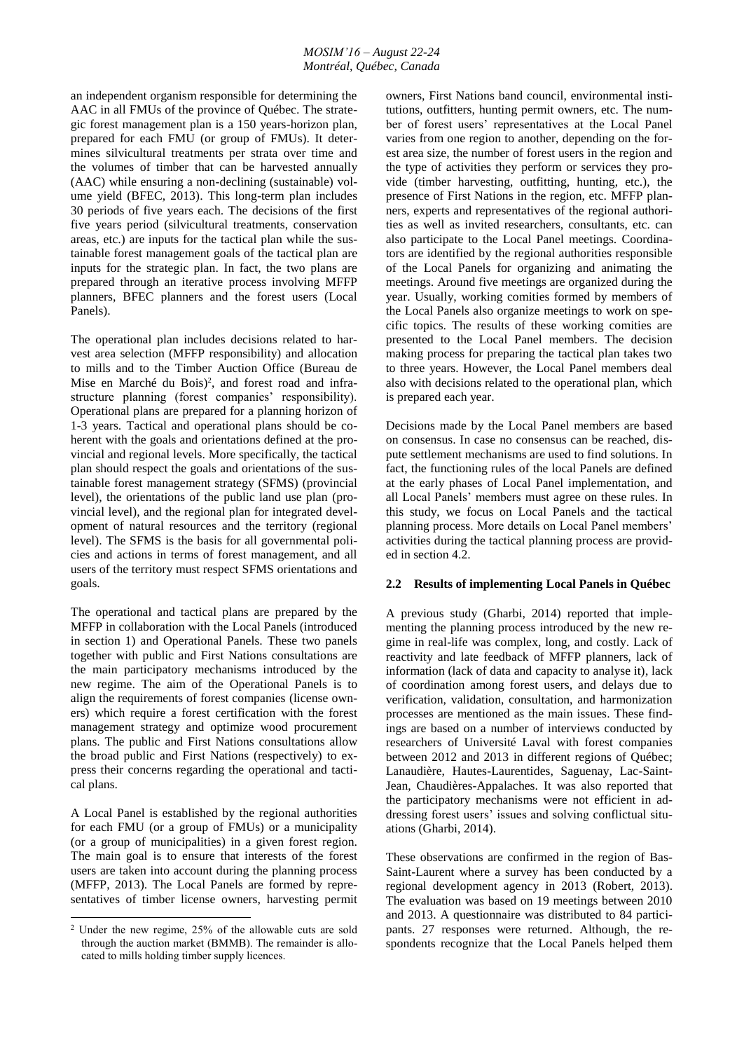an independent organism responsible for determining the AAC in all FMUs of the province of Québec. The strategic forest management plan is a 150 years-horizon plan, prepared for each FMU (or group of FMUs). It determines silvicultural treatments per strata over time and the volumes of timber that can be harvested annually (AAC) while ensuring a non-declining (sustainable) volume yield (BFEC, 2013). This long-term plan includes 30 periods of five years each. The decisions of the first five years period (silvicultural treatments, conservation areas, etc.) are inputs for the tactical plan while the sustainable forest management goals of the tactical plan are inputs for the strategic plan. In fact, the two plans are prepared through an iterative process involving MFFP planners, BFEC planners and the forest users (Local Panels).

The operational plan includes decisions related to harvest area selection (MFFP responsibility) and allocation to mills and to the Timber Auction Office (Bureau de Mise en Marché du Bois)[2], and forest road and infrastructure planning (forest companies' responsibility). Operational plans are prepared for a planning horizon of 1-3 years. Tactical and operational plans should be coherent with the goals and orientations defined at the provincial and regional levels. More specifically, the tactical plan should respect the goals and orientations of the sustainable forest management strategy (SFMS) (provincial level), the orientations of the public land use plan (provincial level), and the regional plan for integrated development of natural resources and the territory (regional level). The SFMS is the basis for all governmental policies and actions in terms of forest management, and all users of the territory must respect SFMS orientations and goals.

The operational and tactical plans are prepared by the MFFP in collaboration with the Local Panels (introduced in section 1) and Operational Panels. These two panels together with public and First Nations consultations are the main participatory mechanisms introduced by the new regime. The aim of the Operational Panels is to align the requirements of forest companies (license owners) which require a forest certification with the forest management strategy and optimize wood procurement plans. The public and First Nations consultations allow the broad public and First Nations (respectively) to express their concerns regarding the operational and tactical plans.

A Local Panel is established by the regional authorities for each FMU (or a group of FMUs) or a municipality (or a group of municipalities) in a given forest region. The main goal is to ensure that interests of the forest users are taken into account during the planning process (MFFP, 2013). The Local Panels are formed by representatives of timber license owners, harvesting permit owners, First Nations band council, environmental institutions, outfitters, hunting permit owners, etc. The number of forest users' representatives at the Local Panel varies from one region to another, depending on the forest area size, the number of forest users in the region and the type of activities they perform or services they provide (timber harvesting, outfitting, hunting, etc.), the presence of First Nations in the region, etc. MFFP planners, experts and representatives of the regional authorities as well as invited researchers, consultants, etc. can also participate to the Local Panel meetings. Coordinators are identified by the regional authorities responsible of the Local Panels for organizing and animating the meetings. Around five meetings are organized during the year. Usually, working comities formed by members of the Local Panels also organize meetings to work on specific topics. The results of these working comities are presented to the Local Panel members. The decision making process for preparing the tactical plan takes two to three years. However, the Local Panel members deal also with decisions related to the operational plan, which is prepared each year.

Decisions made by the Local Panel members are based on consensus. In case no consensus can be reached, dispute settlement mechanisms are used to find solutions. In fact, the functioning rules of the local Panels are defined at the early phases of Local Panel implementation, and all Local Panels' members must agree on these rules. In this study, we focus on Local Panels and the tactical planning process. More details on Local Panel members' activities during the tactical planning process are provided in section 4.2.

### 2.2 Results of implementing Local Panels in Québec

A previous study (Gharbi, 2014) reported that implementing the planning process introduced by the new regime in real-life was complex, long, and costly. Lack of reactivity and late feedback of MFFP planners, lack of information (lack of data and capacity to analyse it), lack of coordination among forest users, and delays due to verification, validation, consultation, and harmonization processes are mentioned as the main issues. These findings are based on a number of interviews conducted by researchers of Université Laval with forest companies between 2012 and 2013 in different regions of Québec; Lanaudière, Hautes-Laurentides, Saguenay, Lac-Saint-Jean, Chaudières-Appalaches. It was also reported that the participatory mechanisms were not efficient in addressing forest users' issues and solving conflictual situations (Gharbi, 2014).

These observations are confirmed in the region of Bas-Saint-Laurent where a survey has been conducted by a regional development agency in 2013 (Robert, 2013). The evaluation was based on 19 meetings between 2010 and 2013. A questionnaire was distributed to 84 participants. 27 responses were returned. Although, the respondents recognize that the Local Panels helped them

---

[2] Under the new regime, 25% of the allowable cuts are sold through the auction market (BMMB). The remainder is allocated to mills holding timber supply licences.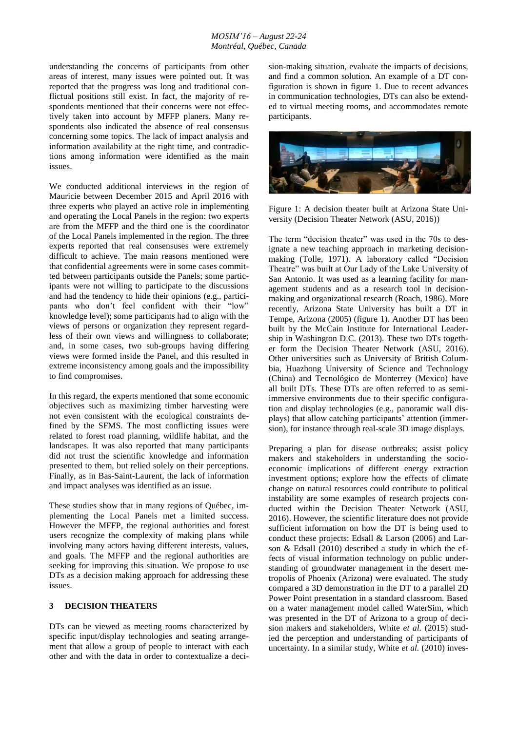understanding the concerns of participants from other areas of interest, many issues were pointed out. It was reported that the progress was long and traditional conflictual positions still exist. In fact, the majority of respondents mentioned that their concerns were not effectively taken into account by MFFP planers. Many respondents also indicated the absence of real consensus concerning some topics. The lack of impact analysis and information availability at the right time, and contradictions among information were identified as the main issues.

We conducted additional interviews in the region of Mauricie between December 2015 and April 2016 with three experts who played an active role in implementing and operating the Local Panels in the region: two experts are from the MFFP and the third one is the coordinator of the Local Panels implemented in the region. The three experts reported that real consensuses were extremely difficult to achieve. The main reasons mentioned were that confidential agreements were in some cases committed between participants outside the Panels; some participants were not willing to participate to the discussions and had the tendency to hide their opinions (e.g., participants who don't feel confident with their "low" knowledge level); some participants had to align with the views of persons or organization they represent regardless of their own views and willingness to collaborate; and, in some cases, two sub-groups having differing views were formed inside the Panel, and this resulted in extreme inconsistency among goals and the impossibility to find compromises.

In this regard, the experts mentioned that some economic objectives such as maximizing timber harvesting were not even consistent with the ecological constraints defined by the SFMS. The most conflicting issues were related to forest road planning, wildlife habitat, and the landscapes. It was also reported that many participants did not trust the scientific knowledge and information presented to them, but relied solely on their perceptions. Finally, as in Bas-Saint-Laurent, the lack of information and impact analyses was identified as an issue.

These studies show that in many regions of Québec, implementing the Local Panels met a limited success. However the MFFP, the regional authorities and forest users recognize the complexity of making plans while involving many actors having different interests, values, and goals. The MFFP and the regional authorities are seeking for improving this situation. We propose to use DTs as a decision making approach for addressing these issues.

## 3 DECISION THEATERS

DTs can be viewed as meeting rooms characterized by specific input/display technologies and seating arrangement that allow a group of people to interact with each other and with the data in order to contextualize a decision-making situation, evaluate the impacts of decisions, and find a common solution. An example of a DT configuration is shown in figure 1. Due to recent advances in communication technologies, DTs can also be extended to virtual meeting rooms, and accommodates remote participants.

Figure 1: A decision theater built at Arizona State University (Decision Theater Network (ASU, 2016))

The term "decision theater" was used in the 70s to designate a new teaching approach in marketing decision-making (Tolle, 1971). A laboratory called "Decision Theatre" was built at Our Lady of the Lake University of San Antonio. It was used as a learning facility for management students and as a research tool in decision-making and organizational research (Roach, 1986). More recently, Arizona State University has built a DT in Tempe, Arizona (2005) (figure 1). Another DT has been built by the McCain Institute for International Leadership in Washington D.C. (2013). These two DTs together form the Decision Theater Network (ASU, 2016). Other universities such as University of British Columbia, Huazhong University of Science and Technology (China) and Tecnológico de Monterrey (Mexico) have all built DTs. These DTs are often referred to as semi-immersive environments due to their specific configuration and display technologies (e.g., panoramic wall displays) that allow catching participants' attention (immersion), for instance through real-scale 3D image displays.

Preparing a plan for disease outbreaks; assist policy makers and stakeholders in understanding the socio-economic implications of different energy extraction investment options; explore how the effects of climate change on natural resources could contribute to political instability are some examples of research projects conducted within the Decision Theater Network (ASU, 2016). However, the scientific literature does not provide sufficient information on how the DT is being used to conduct these projects: Edsall & Larson (2006) and Larson & Edsall (2010) described a study in which the effects of visual information technology on public understanding of groundwater management in the desert metropolis of Phoenix (Arizona) were evaluated. The study compared a 3D demonstration in the DT to a parallel 2D Power Point presentation in a standard classroom. Based on a water management model called WaterSim, which was presented in the DT of Arizona to a group of decision makers and stakeholders, White *et al.* (2015) studied the perception and understanding of participants of uncertainty. In a similar study, White *et al.* (2010) inves-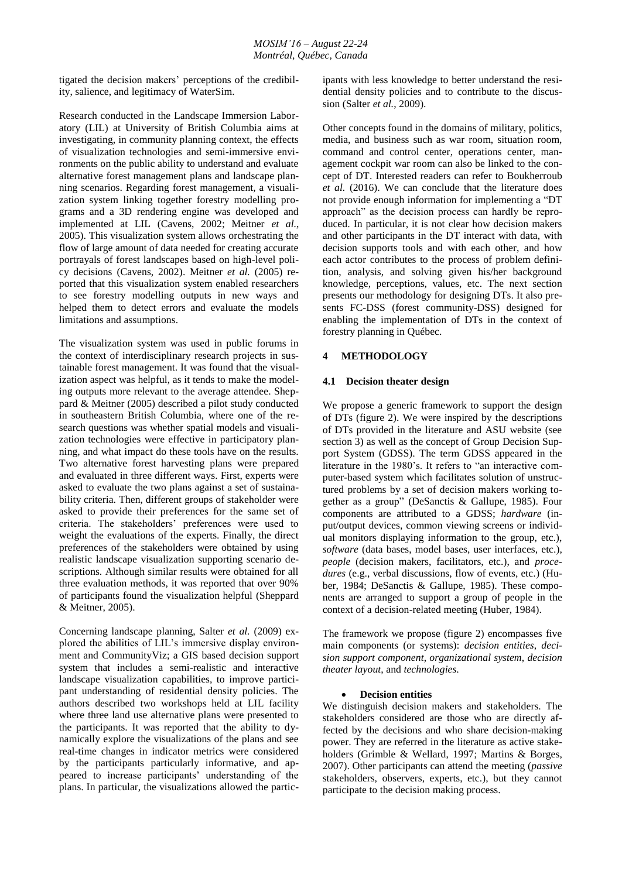tigated the decision makers' perceptions of the credibility, salience, and legitimacy of WaterSim.

Research conducted in the Landscape Immersion Laboratory (LIL) at University of British Columbia aims at investigating, in community planning context, the effects of visualization technologies and semi-immersive environments on the public ability to understand and evaluate alternative forest management plans and landscape planning scenarios. Regarding forest management, a visualization system linking together forestry modelling programs and a 3D rendering engine was developed and implemented at LIL (Cavens, 2002; Meitner *et al.*, 2005). This visualization system allows orchestrating the flow of large amount of data needed for creating accurate portrayals of forest landscapes based on high-level policy decisions (Cavens, 2002). Meitner *et al.* (2005) reported that this visualization system enabled researchers to see forestry modelling outputs in new ways and helped them to detect errors and evaluate the models limitations and assumptions.

The visualization system was used in public forums in the context of interdisciplinary research projects in sustainable forest management. It was found that the visualization aspect was helpful, as it tends to make the modeling outputs more relevant to the average attendee. Sheppard & Meitner (2005) described a pilot study conducted in southeastern British Columbia, where one of the research questions was whether spatial models and visualization technologies were effective in participatory planning, and what impact do these tools have on the results. Two alternative forest harvesting plans were prepared and evaluated in three different ways. First, experts were asked to evaluate the two plans against a set of sustainability criteria. Then, different groups of stakeholder were asked to provide their preferences for the same set of criteria. The stakeholders' preferences were used to weight the evaluations of the experts. Finally, the direct preferences of the stakeholders were obtained by using realistic landscape visualization supporting scenario descriptions. Although similar results were obtained for all three evaluation methods, it was reported that over 90% of participants found the visualization helpful (Sheppard & Meitner, 2005).

Concerning landscape planning, Salter *et al.* (2009) explored the abilities of LIL's immersive display environment and CommunityViz; a GIS based decision support system that includes a semi-realistic and interactive landscape visualization capabilities, to improve participant understanding of residential density policies. The authors described two workshops held at LIL facility where three land use alternative plans were presented to the participants. It was reported that the ability to dynamically explore the visualizations of the plans and see real-time changes in indicator metrics were considered by the participants particularly informative, and appeared to increase participants' understanding of the plans. In particular, the visualizations allowed the participants with less knowledge to better understand the residential density policies and to contribute to the discussion (Salter *et al.*, 2009).

Other concepts found in the domains of military, politics, media, and business such as war room, situation room, command and control center, operations center, management cockpit war room can also be linked to the concept of DT. Interested readers can refer to Boukherroub *et al.* (2016). We can conclude that the literature does not provide enough information for implementing a "DT approach" as the decision process can hardly be reproduced. In particular, it is not clear how decision makers and other participants in the DT interact with data, with decision supports tools and with each other, and how each actor contributes to the process of problem definition, analysis, and solving given his/her background knowledge, perceptions, values, etc. The next section presents our methodology for designing DTs. It also presents FC-DSS (forest community-DSS) designed for enabling the implementation of DTs in the context of forestry planning in Québec.

## 4 METHODOLOGY

### 4.1 Decision theater design

We propose a generic framework to support the design of DTs (figure 2). We were inspired by the descriptions of DTs provided in the literature and ASU website (see section 3) as well as the concept of Group Decision Support System (GDSS). The term GDSS appeared in the literature in the 1980's. It refers to "an interactive computer-based system which facilitates solution of unstructured problems by a set of decision makers working together as a group" (DeSanctis & Gallupe, 1985). Four components are attributed to a GDSS; *hardware* (input/output devices, common viewing screens or individual monitors displaying information to the group, etc.), *software* (data bases, model bases, user interfaces, etc.), *people* (decision makers, facilitators, etc.), and *procedures* (e.g., verbal discussions, flow of events, etc.) (Huber, 1984; DeSanctis & Gallupe, 1985). These components are arranged to support a group of people in the context of a decision-related meeting (Huber, 1984).

The framework we propose (figure 2) encompasses five main components (or systems): *decision entities*, *decision support component*, *organizational system*, *decision theater layout*, and *technologies*.

- **Decision entities**

We distinguish decision makers and stakeholders. The stakeholders considered are those who are directly affected by the decisions and who share decision-making power. They are referred in the literature as active stakeholders (Grimble & Wellard, 1997; Martins & Borges, 2007). Other participants can attend the meeting (*passive* stakeholders, observers, experts, etc.), but they cannot participate to the decision making process.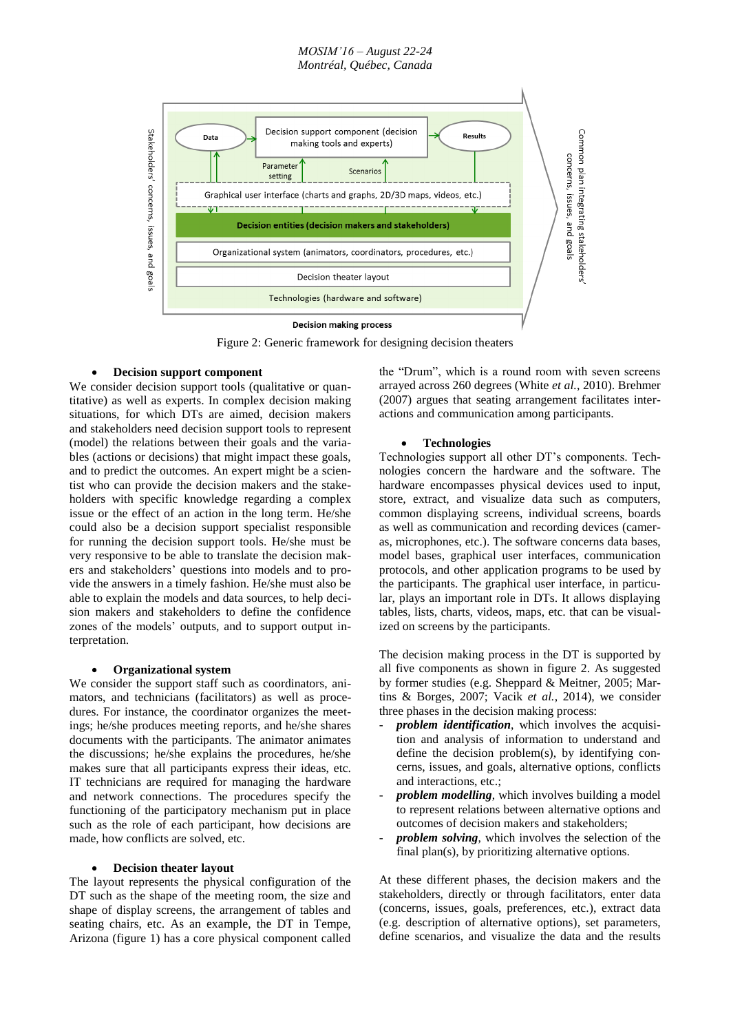Figure 2: Generic framework for designing decision theaters

- **Decision support component**

We consider decision support tools (qualitative or quantitative) as well as experts. In complex decision making situations, for which DTs are aimed, decision makers and stakeholders need decision support tools to represent (model) the relations between their goals and the variables (actions or decisions) that might impact these goals, and to predict the outcomes. An expert might be a scientist who can provide the decision makers and the stakeholders with specific knowledge regarding a complex issue or the effect of an action in the long term. He/she could also be a decision support specialist responsible for running the decision support tools. He/she must be very responsive to be able to translate the decision makers and stakeholders' questions into models and to provide the answers in a timely fashion. He/she must also be able to explain the models and data sources, to help decision makers and stakeholders to define the confidence zones of the models' outputs, and to support output interpretation.

- **Organizational system**

We consider the support staff such as coordinators, animators, and technicians (facilitators) as well as procedures. For instance, the coordinator organizes the meetings; he/she produces meeting reports, and he/she shares documents with the participants. The animator animates the discussions; he/she explains the procedures, he/she makes sure that all participants express their ideas, etc. IT technicians are required for managing the hardware and network connections. The procedures specify the functioning of the participatory mechanism put in place such as the role of each participant, how decisions are made, how conflicts are solved, etc.

- **Decision theater layout**

The layout represents the physical configuration of the DT such as the shape of the meeting room, the size and shape of display screens, the arrangement of tables and seating chairs, etc. As an example, the DT in Tempe, Arizona (figure 1) has a core physical component called the "Drum", which is a round room with seven screens arrayed across 260 degrees (White *et al.*, 2010). Brehmer (2007) argues that seating arrangement facilitates interactions and communication among participants.

- **Technologies**

Technologies support all other DT's components. Technologies concern the hardware and the software. The hardware encompasses physical devices used to input, store, extract, and visualize data such as computers, common displaying screens, individual screens, boards as well as communication and recording devices (cameras, microphones, etc.). The software concerns data bases, model bases, graphical user interfaces, communication protocols, and other application programs to be used by the participants. The graphical user interface, in particular, plays an important role in DTs. It allows displaying tables, lists, charts, videos, maps, etc. that can be visualized on screens by the participants.

The decision making process in the DT is supported by all five components as shown in figure 2. As suggested by former studies (e.g. Sheppard & Meitner, 2005; Martins & Borges, 2007; Vacik *et al.*, 2014), we consider three phases in the decision making process:

- ***problem identification***, which involves the acquisition and analysis of information to understand and define the decision problem(s), by identifying concerns, issues, and goals, alternative options, conflicts and interactions, etc.;
- ***problem modelling***, which involves building a model to represent relations between alternative options and outcomes of decision makers and stakeholders;
- ***problem solving***, which involves the selection of the final plan(s), by prioritizing alternative options.

At these different phases, the decision makers and the stakeholders, directly or through facilitators, enter data (concerns, issues, goals, preferences, etc.), extract data (e.g. description of alternative options), set parameters, define scenarios, and visualize the data and the results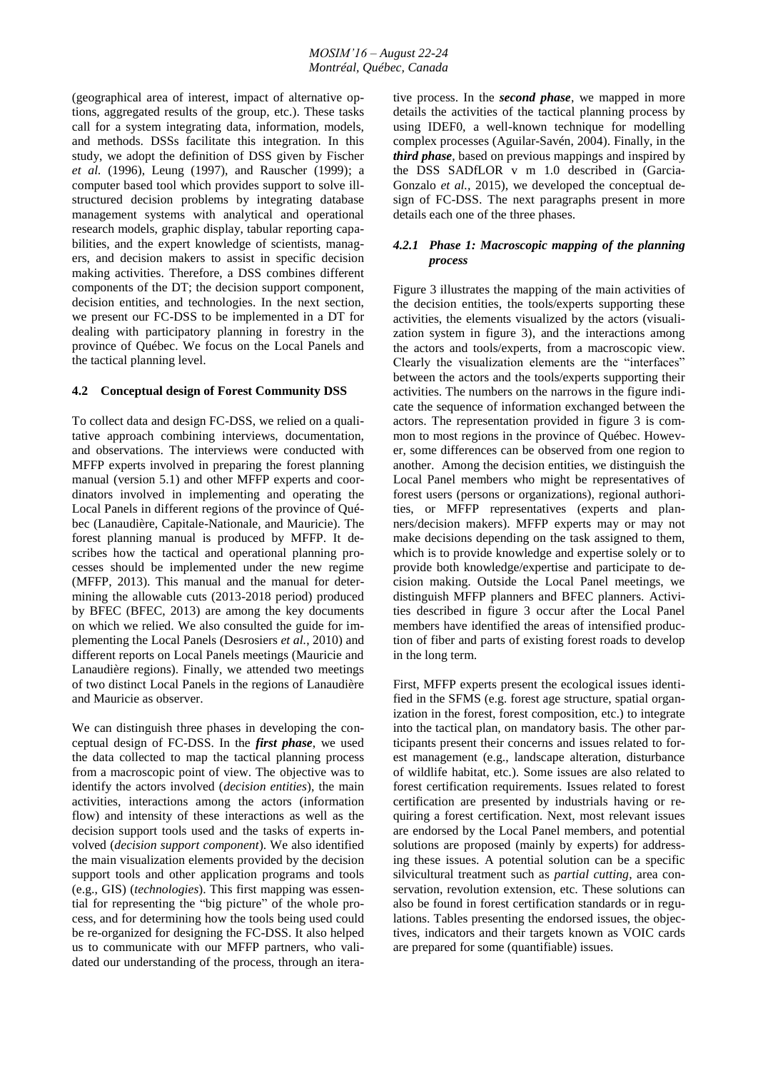(geographical area of interest, impact of alternative options, aggregated results of the group, etc.). These tasks call for a system integrating data, information, models, and methods. DSSs facilitate this integration. In this study, we adopt the definition of DSS given by Fischer *et al.* (1996), Leung (1997), and Rauscher (1999); a computer based tool which provides support to solve ill-structured decision problems by integrating database management systems with analytical and operational research models, graphic display, tabular reporting capabilities, and the expert knowledge of scientists, managers, and decision makers to assist in specific decision making activities. Therefore, a DSS combines different components of the DT; the decision support component, decision entities, and technologies. In the next section, we present our FC-DSS to be implemented in a DT for dealing with participatory planning in forestry in the province of Québec. We focus on the Local Panels and the tactical planning level.

### 4.2 Conceptual design of Forest Community DSS

To collect data and design FC-DSS, we relied on a qualitative approach combining interviews, documentation, and observations. The interviews were conducted with MFFP experts involved in preparing the forest planning manual (version 5.1) and other MFFP experts and coordinators involved in implementing and operating the Local Panels in different regions of the province of Québec (Lanaudière, Capitale-Nationale, and Mauricie). The forest planning manual is produced by MFFP. It describes how the tactical and operational planning processes should be implemented under the new regime (MFFP, 2013). This manual and the manual for determining the allowable cuts (2013-2018 period) produced by BFEC (BFEC, 2013) are among the key documents on which we relied. We also consulted the guide for implementing the Local Panels (Desrosiers *et al.*, 2010) and different reports on Local Panels meetings (Mauricie and Lanaudière regions). Finally, we attended two meetings of two distinct Local Panels in the regions of Lanaudière and Mauricie as observer.

We can distinguish three phases in developing the conceptual design of FC-DSS. In the ***first phase***, we used the data collected to map the tactical planning process from a macroscopic point of view. The objective was to identify the actors involved (*decision entities*), the main activities, interactions among the actors (information flow) and intensity of these interactions as well as the decision support tools used and the tasks of experts involved (*decision support component*). We also identified the main visualization elements provided by the decision support tools and other application programs and tools (e.g., GIS) (*technologies*). This first mapping was essential for representing the "big picture" of the whole process, and for determining how the tools being used could be re-organized for designing the FC-DSS. It also helped us to communicate with our MFFP partners, who validated our understanding of the process, through an iterative process. In the ***second phase***, we mapped in more details the activities of the tactical planning process by using IDEF0, a well-known technique for modelling complex processes (Aguilar-Savén, 2004). Finally, in the ***third phase***, based on previous mappings and inspired by the DSS SADfLOR v m 1.0 described in (Garcia-Gonzalo *et al.*, 2015), we developed the conceptual design of FC-DSS. The next paragraphs present in more details each one of the three phases.

#### *4.2.1 Phase 1: Macroscopic mapping of the planning process*

Figure 3 illustrates the mapping of the main activities of the decision entities, the tools/experts supporting these activities, the elements visualized by the actors (visualization system in figure 3), and the interactions among the actors and tools/experts, from a macroscopic view. Clearly the visualization elements are the "interfaces" between the actors and the tools/experts supporting their activities. The numbers on the narrows in the figure indicate the sequence of information exchanged between the actors. The representation provided in figure 3 is common to most regions in the province of Québec. However, some differences can be observed from one region to another. Among the decision entities, we distinguish the Local Panel members who might be representatives of forest users (persons or organizations), regional authorities, or MFFP representatives (experts and planners/decision makers). MFFP experts may or may not make decisions depending on the task assigned to them, which is to provide knowledge and expertise solely or to provide both knowledge/expertise and participate to decision making. Outside the Local Panel meetings, we distinguish MFFP planners and BFEC planners. Activities described in figure 3 occur after the Local Panel members have identified the areas of intensified production of fiber and parts of existing forest roads to develop in the long term.

First, MFFP experts present the ecological issues identified in the SFMS (e.g. forest age structure, spatial organization in the forest, forest composition, etc.) to integrate into the tactical plan, on mandatory basis. The other participants present their concerns and issues related to forest management (e.g., landscape alteration, disturbance of wildlife habitat, etc.). Some issues are also related to forest certification requirements. Issues related to forest certification are presented by industrials having or requiring a forest certification. Next, most relevant issues are endorsed by the Local Panel members, and potential solutions are proposed (mainly by experts) for addressing these issues. A potential solution can be a specific silvicultural treatment such as *partial cutting*, area conservation, revolution extension, etc. These solutions can also be found in forest certification standards or in regulations. Tables presenting the endorsed issues, the objectives, indicators and their targets known as VOIC cards are prepared for some (quantifiable) issues.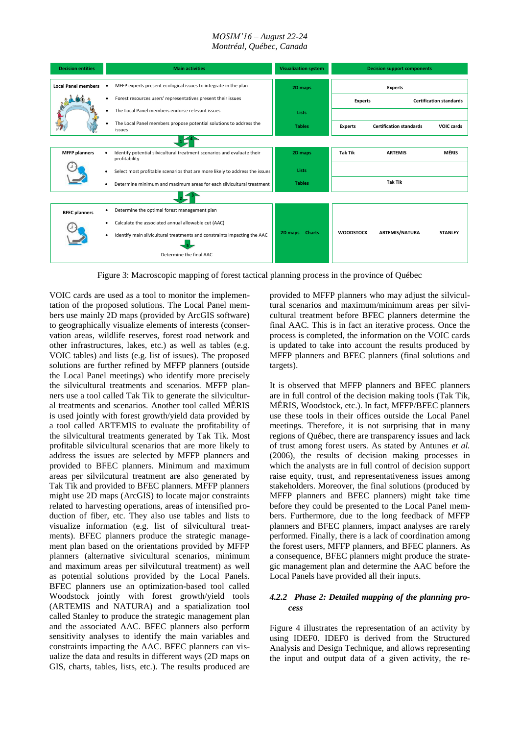| Decision entities | Main activities | Visualization system | Decision support components | | |
|---|---|---|---|---|---|
| Local Panel members | • MFFP experts present ecological issues to integrate in the plan | 2D maps | Experts | | |
| | • Forest resources users' representatives present their issues | | Experts | | Certification standards |
| | • The Local Panel members endorse relevant issues | Lists | | | |
| | • The Local Panel members propose potential solutions to address the issues | Tables | Experts | Certification standards | VOIC cards |
| MFFP planners | • Identify potential silvicultural treatment scenarios and evaluate their profitability | 2D maps | Tak Tik | ARTEMIS | MÉRIS |
| | • Select most profitable scenarios that are more likely to address the issues | Lists | | | |
| | • Determine minimum and maximum areas for each silvicultural treatment | Tables | | Tak Tik | |
| BFEC planners | • Determine the optimal forest management plan | 2D maps Charts | WOODSTOCK | ARTEMIS/NATURA | STANLEY |
| | • Calculate the associated annual allowable cut (AAC) | | | | |
| | • Identify main silvicultural treatments and constraints impacting the AAC | | | | |
| | Determine the final AAC | | | | |

Figure 3: Macroscopic mapping of forest tactical planning process in the province of Québec

VOIC cards are used as a tool to monitor the implementation of the proposed solutions. The Local Panel members use mainly 2D maps (provided by ArcGIS software) to geographically visualize elements of interests (conservation areas, wildlife reserves, forest road network and other infrastructures, lakes, etc.) as well as tables (e.g. VOIC tables) and lists (e.g. list of issues). The proposed solutions are further refined by MFFP planners (outside the Local Panel meetings) who identify more precisely the silvicultural treatments and scenarios. MFFP planners use a tool called Tak Tik to generate the silvicultural treatments and scenarios. Another tool called MÉRIS is used jointly with forest growth/yield data provided by a tool called ARTEMIS to evaluate the profitability of the silvicultural treatments generated by Tak Tik. Most profitable silvicultural scenarios that are more likely to address the issues are selected by MFFP planners and provided to BFEC planners. Minimum and maximum areas per silvilcutural treatment are also generated by Tak Tik and provided to BFEC planners. MFFP planners might use 2D maps (ArcGIS) to locate major constraints related to harvesting operations, areas of intensified production of fiber, etc. They also use tables and lists to visualize information (e.g. list of silvicultural treatments). BFEC planners produce the strategic management plan based on the orientations provided by MFFP planners (alternative sivicultural scenarios, minimum and maximum areas per silvicultural treatment) as well as potential solutions provided by the Local Panels. BFEC planners use an optimization-based tool called Woodstock jointly with forest growth/yield tools (ARTEMIS and NATURA) and a spatialization tool called Stanley to produce the strategic management plan and the associated AAC. BFEC planners also perform sensitivity analyses to identify the main variables and constraints impacting the AAC. BFEC planners can visualize the data and results in different ways (2D maps on GIS, charts, tables, lists, etc.). The results produced are provided to MFFP planners who may adjust the silvicultural scenarios and maximum/minimum areas per silvicultural treatment before BFEC planners determine the final AAC. This is in fact an iterative process. Once the process is completed, the information on the VOIC cards is updated to take into account the results produced by MFFP planners and BFEC planners (final solutions and targets).

It is observed that MFFP planners and BFEC planners are in full control of the decision making tools (Tak Tik, MÉRIS, Woodstock, etc.). In fact, MFFP/BFEC planners use these tools in their offices outside the Local Panel meetings. Therefore, it is not surprising that in many regions of Québec, there are transparency issues and lack of trust among forest users. As stated by Antunes *et al.* (2006), the results of decision making processes in which the analysts are in full control of decision support raise equity, trust, and representativeness issues among stakeholders. Moreover, the final solutions (produced by MFFP planners and BFEC planners) might take time before they could be presented to the Local Panel members. Furthermore, due to the long feedback of MFFP planners and BFEC planners, impact analyses are rarely performed. Finally, there is a lack of coordination among the forest users, MFFP planners, and BFEC planners. As a consequence, BFEC planners might produce the strategic management plan and determine the AAC before the Local Panels have provided all their inputs.

#### 4.2.2 Phase 2: Detailed mapping of the planning process

Figure 4 illustrates the representation of an activity by using IDEF0. IDEF0 is derived from the Structured Analysis and Design Technique, and allows representing the input and output data of a given activity, the re-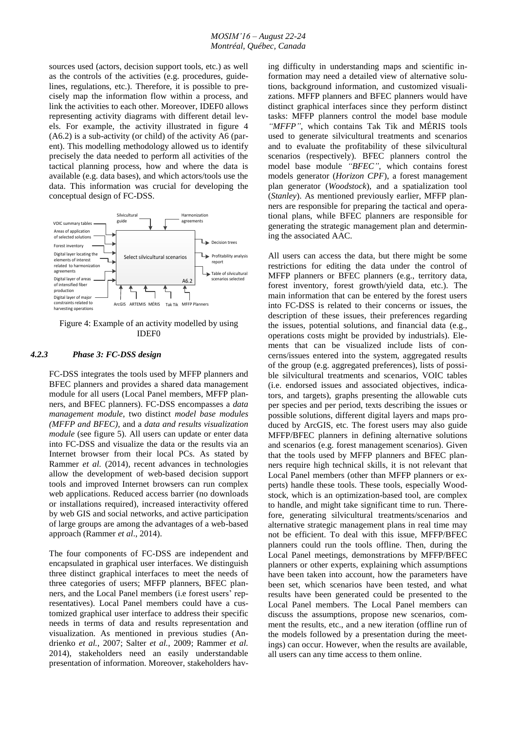sources used (actors, decision support tools, etc.) as well as the controls of the activities (e.g. procedures, guidelines, regulations, etc.). Therefore, it is possible to precisely map the information flow within a process, and link the activities to each other. Moreover, IDEF0 allows representing activity diagrams with different detail levels. For example, the activity illustrated in figure 4 (A6.2) is a sub-activity (or child) of the activity A6 (parent). This modelling methodology allowed us to identify precisely the data needed to perform all activities of the tactical planning process, how and where the data is available (e.g. data bases), and which actors/tools use the data. This information was crucial for developing the conceptual design of FC-DSS.

Figure 4: Example of an activity modelled by using IDEF0

#### 4.2.3 *Phase 3: FC-DSS design*

FC-DSS integrates the tools used by MFFP planners and BFEC planners and provides a shared data management module for all users (Local Panel members, MFFP planners, and BFEC planners). FC-DSS encompasses a *data management module*, two distinct *model base modules (MFFP and BFEC)*, and a *data and results visualization module* (see figure 5). All users can update or enter data into FC-DSS and visualize the data or the results via an Internet browser from their local PCs. As stated by Rammer *et al.* (2014), recent advances in technologies allow the development of web-based decision support tools and improved Internet browsers can run complex web applications. Reduced access barrier (no downloads or installations required), increased interactivity offered by web GIS and social networks, and active participation of large groups are among the advantages of a web-based approach (Rammer *et al*., 2014).

The four components of FC-DSS are independent and encapsulated in graphical user interfaces. We distinguish three distinct graphical interfaces to meet the needs of three categories of users; MFFP planners, BFEC planners, and the Local Panel members (i.e forest users' representatives). Local Panel members could have a customized graphical user interface to address their specific needs in terms of data and results representation and visualization. As mentioned in previous studies (Andrienko *et al.*, 2007; Salter *et al.*, 2009; Rammer *et al.* 2014), stakeholders need an easily understandable presentation of information. Moreover, stakeholders having difficulty in understanding maps and scientific information may need a detailed view of alternative solutions, background information, and customized visualizations. MFFP planners and BFEC planners would have distinct graphical interfaces since they perform distinct tasks: MFFP planners control the model base module *"MFFP"*, which contains Tak Tik and MÉRIS tools used to generate silvicultural treatments and scenarios and to evaluate the profitability of these silvicultural scenarios (respectively). BFEC planners control the model base module *"BFEC"*, which contains forest models generator (*Horizon CPF*), a forest management plan generator (*Woodstock*), and a spatialization tool (*Stanley*). As mentioned previously earlier, MFFP planners are responsible for preparing the tactical and operational plans, while BFEC planners are responsible for generating the strategic management plan and determining the associated AAC.

All users can access the data, but there might be some restrictions for editing the data under the control of MFFP planners or BFEC planners (e.g., territory data, forest inventory, forest growth/yield data, etc.). The main information that can be entered by the forest users into FC-DSS is related to their concerns or issues, the description of these issues, their preferences regarding the issues, potential solutions, and financial data (e.g., operations costs might be provided by industrials). Elements that can be visualized include lists of concerns/issues entered into the system, aggregated results of the group (e.g. aggregated preferences), lists of possible silvicultural treatments and scenarios, VOIC tables (i.e. endorsed issues and associated objectives, indicators, and targets), graphs presenting the allowable cuts per species and per period, texts describing the issues or possible solutions, different digital layers and maps produced by ArcGIS, etc. The forest users may also guide MFFP/BFEC planners in defining alternative solutions and scenarios (e.g. forest management scenarios). Given that the tools used by MFFP planners and BFEC planners require high technical skills, it is not relevant that Local Panel members (other than MFFP planners or experts) handle these tools. These tools, especially Woodstock, which is an optimization-based tool, are complex to handle, and might take significant time to run. Therefore, generating silvicultural treatments/scenarios and alternative strategic management plans in real time may not be efficient. To deal with this issue, MFFP/BFEC planners could run the tools offline. Then, during the Local Panel meetings, demonstrations by MFFP/BFEC planners or other experts, explaining which assumptions have been taken into account, how the parameters have been set, which scenarios have been tested, and what results have been generated could be presented to the Local Panel members. The Local Panel members can discuss the assumptions, propose new scenarios, comment the results, etc., and a new iteration (offline run of the models followed by a presentation during the meetings) can occur. However, when the results are available, all users can any time access to them online.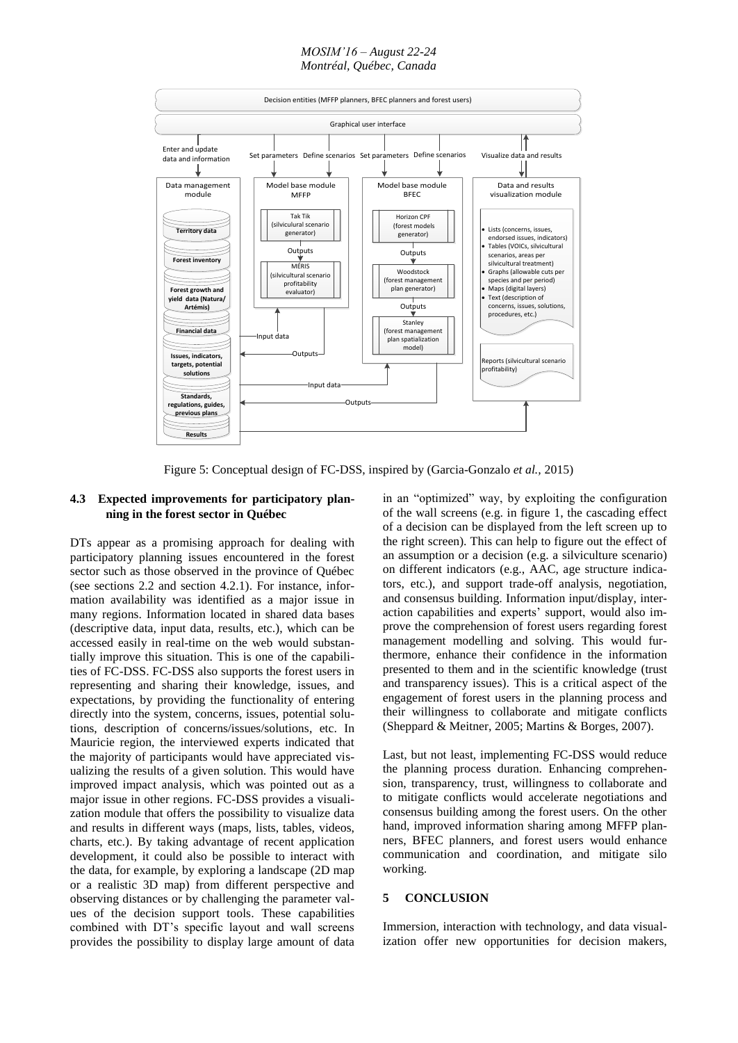Figure 5: Conceptual design of FC-DSS, inspired by (Garcia-Gonzalo *et al.,* 2015)

### 4.3 Expected improvements for participatory planning in the forest sector in Québec

DTs appear as a promising approach for dealing with participatory planning issues encountered in the forest sector such as those observed in the province of Québec (see sections 2.2 and section 4.2.1). For instance, information availability was identified as a major issue in many regions. Information located in shared data bases (descriptive data, input data, results, etc.), which can be accessed easily in real-time on the web would substantially improve this situation. This is one of the capabilities of FC-DSS. FC-DSS also supports the forest users in representing and sharing their knowledge, issues, and expectations, by providing the functionality of entering directly into the system, concerns, issues, potential solutions, description of concerns/issues/solutions, etc. In Mauricie region, the interviewed experts indicated that the majority of participants would have appreciated visualizing the results of a given solution. This would have improved impact analysis, which was pointed out as a major issue in other regions. FC-DSS provides a visualization module that offers the possibility to visualize data and results in different ways (maps, lists, tables, videos, charts, etc.). By taking advantage of recent application development, it could also be possible to interact with the data, for example, by exploring a landscape (2D map or a realistic 3D map) from different perspective and observing distances or by challenging the parameter values of the decision support tools. These capabilities combined with DT's specific layout and wall screens provides the possibility to display large amount of data in an "optimized" way, by exploiting the configuration of the wall screens (e.g. in figure 1, the cascading effect of a decision can be displayed from the left screen up to the right screen). This can help to figure out the effect of an assumption or a decision (e.g. a silviculture scenario) on different indicators (e.g., AAC, age structure indicators, etc.), and support trade-off analysis, negotiation, and consensus building. Information input/display, interaction capabilities and experts' support, would also improve the comprehension of forest users regarding forest management modelling and solving. This would furthermore, enhance their confidence in the information presented to them and in the scientific knowledge (trust and transparency issues). This is a critical aspect of the engagement of forest users in the planning process and their willingness to collaborate and mitigate conflicts (Sheppard & Meitner, 2005; Martins & Borges, 2007).

Last, but not least, implementing FC-DSS would reduce the planning process duration. Enhancing comprehension, transparency, trust, willingness to collaborate and to mitigate conflicts would accelerate negotiations and consensus building among the forest users. On the other hand, improved information sharing among MFFP planners, BFEC planners, and forest users would enhance communication and coordination, and mitigate silo working.

## 5 CONCLUSION

Immersion, interaction with technology, and data visualization offer new opportunities for decision makers,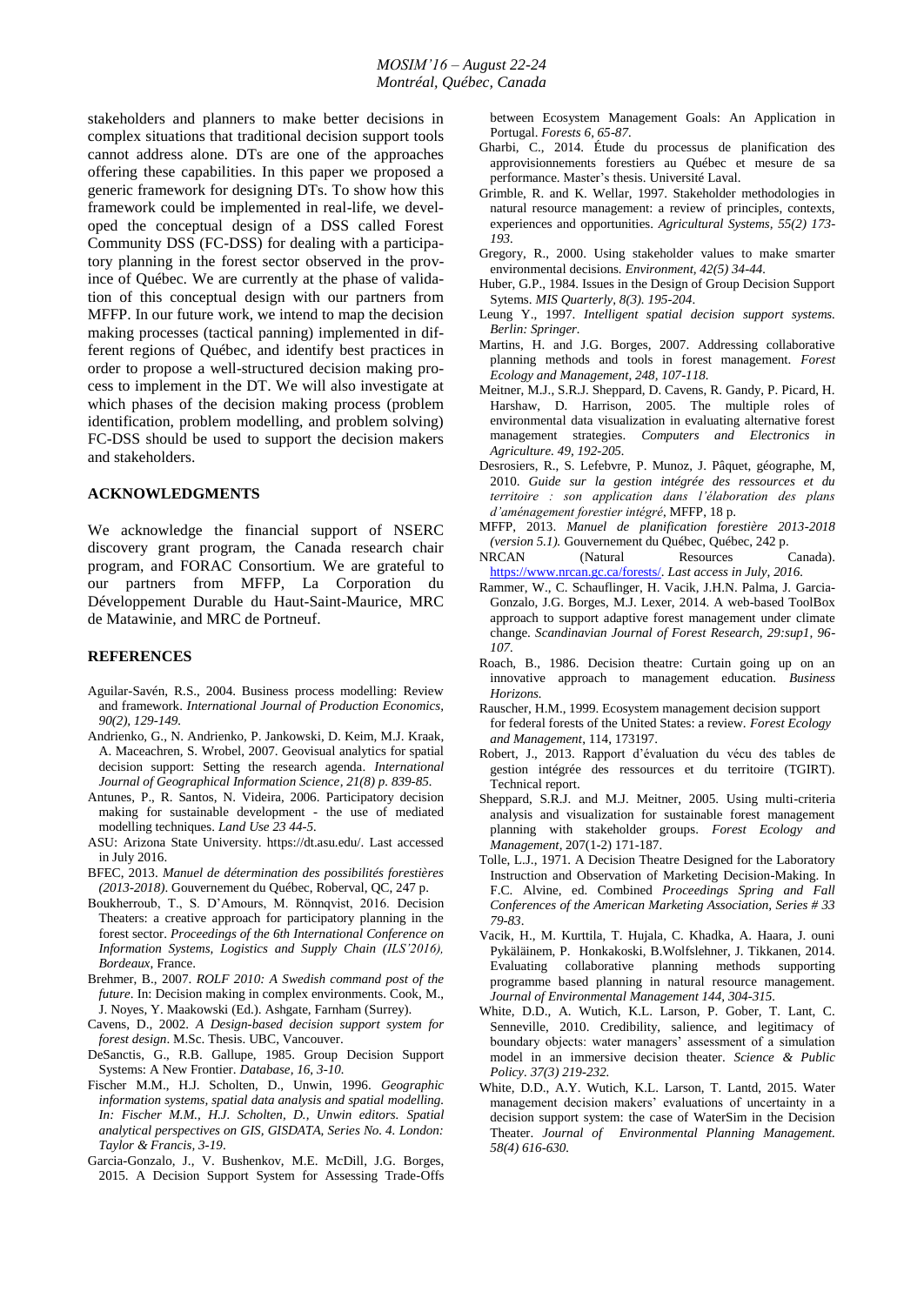stakeholders and planners to make better decisions in complex situations that traditional decision support tools cannot address alone. DTs are one of the approaches offering these capabilities. In this paper we proposed a generic framework for designing DTs. To show how this framework could be implemented in real-life, we developed the conceptual design of a DSS called Forest Community DSS (FC-DSS) for dealing with a participatory planning in the forest sector observed in the province of Québec. We are currently at the phase of validation of this conceptual design with our partners from MFFP. In our future work, we intend to map the decision making processes (tactical panning) implemented in different regions of Québec, and identify best practices in order to propose a well-structured decision making process to implement in the DT. We will also investigate at which phases of the decision making process (problem identification, problem modelling, and problem solving) FC-DSS should be used to support the decision makers and stakeholders.

## ACKNOWLEDGMENTS

We acknowledge the financial support of NSERC discovery grant program, the Canada research chair program, and FORAC Consortium. We are grateful to our partners from MFFP, La Corporation du Développement Durable du Haut-Saint-Maurice, MRC de Matawinie, and MRC de Portneuf.

## REFERENCES

Aguilar-Savén, R.S., 2004. Business process modelling: Review and framework. *International Journal of Production Economics, 90(2), 129-149.*

Andrienko, G., N. Andrienko, P. Jankowski, D. Keim, M.J. Kraak, A. Maceachren, S. Wrobel, 2007. Geovisual analytics for spatial decision support: Setting the research agenda. *International Journal of Geographical Information Science, 21(8) p. 839-85.*

Antunes, P., R. Santos, N. Videira, 2006. Participatory decision making for sustainable development - the use of mediated modelling techniques. *Land Use 23 44-5.*

ASU: Arizona State University. https://dt.asu.edu/. Last accessed in July 2016.

BFEC, 2013. *Manuel de détermination des possibilités forestières (2013-2018)*. Gouvernement du Québec, Roberval, QC, 247 p.

Boukherroub, T., S. D'Amours, M. Rönnqvist, 2016. Decision Theaters: a creative approach for participatory planning in the forest sector. *Proceedings of the 6th International Conference on Information Systems, Logistics and Supply Chain (ILS'2016), Bordeaux*, France.

Brehmer, B., 2007. *ROLF 2010: A Swedish command post of the future*. In: Decision making in complex environments. Cook, M., J. Noyes, Y. Maakowski (Ed.). Ashgate, Farnham (Surrey).

Cavens, D., 2002. *A Design-based decision support system for forest design*. M.Sc. Thesis. UBC, Vancouver.

DeSanctis, G., R.B. Gallupe, 1985. Group Decision Support Systems: A New Frontier. *Database, 16, 3-10.*

Fischer M.M., H.J. Scholten, D., Unwin, 1996. *Geographic information systems, spatial data analysis and spatial modelling. In: Fischer M.M., H.J. Scholten, D., Unwin editors. Spatial analytical perspectives on GIS, GISDATA, Series No. 4. London: Taylor & Francis, 3-19.*

Garcia-Gonzalo, J., V. Bushenkov, M.E. McDill, J.G. Borges, 2015. A Decision Support System for Assessing Trade-Offs between Ecosystem Management Goals: An Application in Portugal. *Forests 6, 65-87.*

Gharbi, C., 2014. Étude du processus de planification des approvisionnements forestiers au Québec et mesure de sa performance. Master's thesis. Université Laval.

Grimble, R. and K. Wellar, 1997. Stakeholder methodologies in natural resource management: a review of principles, contexts, experiences and opportunities. *Agricultural Systems, 55(2) 173-193.*

Gregory, R., 2000. Using stakeholder values to make smarter environmental decisions*. Environment, 42(5) 34-44.*

Huber, G.P., 1984. Issues in the Design of Group Decision Support Sytems. *MIS Quarterly, 8(3). 195-204*.

Leung Y., 1997. *Intelligent spatial decision support systems. Berlin: Springer.*

Martins, H. and J.G. Borges, 2007. Addressing collaborative planning methods and tools in forest management. *Forest Ecology and Management, 248, 107-118.*

Meitner, M.J., S.R.J. Sheppard, D. Cavens, R. Gandy, P. Picard, H. Harshaw, D. Harrison, 2005. The multiple roles of environmental data visualization in evaluating alternative forest management strategies. *Computers and Electronics in Agriculture. 49, 192-205*.

Desrosiers, R., S. Lefebvre, P. Munoz, J. Pâquet, géographe, M, 2010. *Guide sur la gestion intégrée des ressources et du territoire : son application dans l'élaboration des plans d'aménagement forestier intégré*, MFFP, 18 p.

MFFP, 2013. *Manuel de planification forestière 2013-2018 (version 5.1).* Gouvernement du Québec, Québec, 242 p.

NRCAN (Natural Resources Canada). https://www.nrcan.gc.ca/forests/. *Last access in July, 2016*.

Rammer, W., C. Schauflinger, H. Vacik, J.H.N. Palma, J. Garcia-Gonzalo, J.G. Borges, M.J. Lexer, 2014. A web-based ToolBox approach to support adaptive forest management under climate change. *Scandinavian Journal of Forest Research, 29:sup1, 96-107*.

Roach, B., 1986. Decision theatre: Curtain going up on an innovative approach to management education. *Business Horizons.*

Rauscher, H.M., 1999. Ecosystem management decision support for federal forests of the United States: a review. *Forest Ecology and Management*, 114, 173197.

Robert, J., 2013. Rapport d'évaluation du vécu des tables de gestion intégrée des ressources et du territoire (TGIRT). Technical report.

Sheppard, S.R.J. and M.J. Meitner, 2005. Using multi-criteria analysis and visualization for sustainable forest management planning with stakeholder groups. *Forest Ecology and Management*, 207(1-2) 171-187.

Tolle, L.J., 1971. A Decision Theatre Designed for the Laboratory Instruction and Observation of Marketing Decision-Making. In F.C. Alvine, ed. Combined *Proceedings Spring and Fall Conferences of the American Marketing Association, Series # 33 79-83*.

Vacik, H., M. Kurttila, T. Hujala, C. Khadka, A. Haara, J. ouni Pykäläinem, P. Honkakoski, B.Wolfslehner, J. Tikkanen, 2014. Evaluating collaborative planning methods supporting programme based planning in natural resource management. *Journal of Environmental Management 144, 304-315.*

White, D.D., A. Wutich, K.L. Larson, P. Gober, T. Lant, C. Senneville, 2010. Credibility, salience, and legitimacy of boundary objects: water managers' assessment of a simulation model in an immersive decision theater. *Science & Public Policy. 37(3) 219-232.*

White, D.D., A.Y. Wutich, K.L. Larson, T. Lantd, 2015. Water management decision makers' evaluations of uncertainty in a decision support system: the case of WaterSim in the Decision Theater. *Journal of Environmental Planning Management. 58(4) 616-630.*